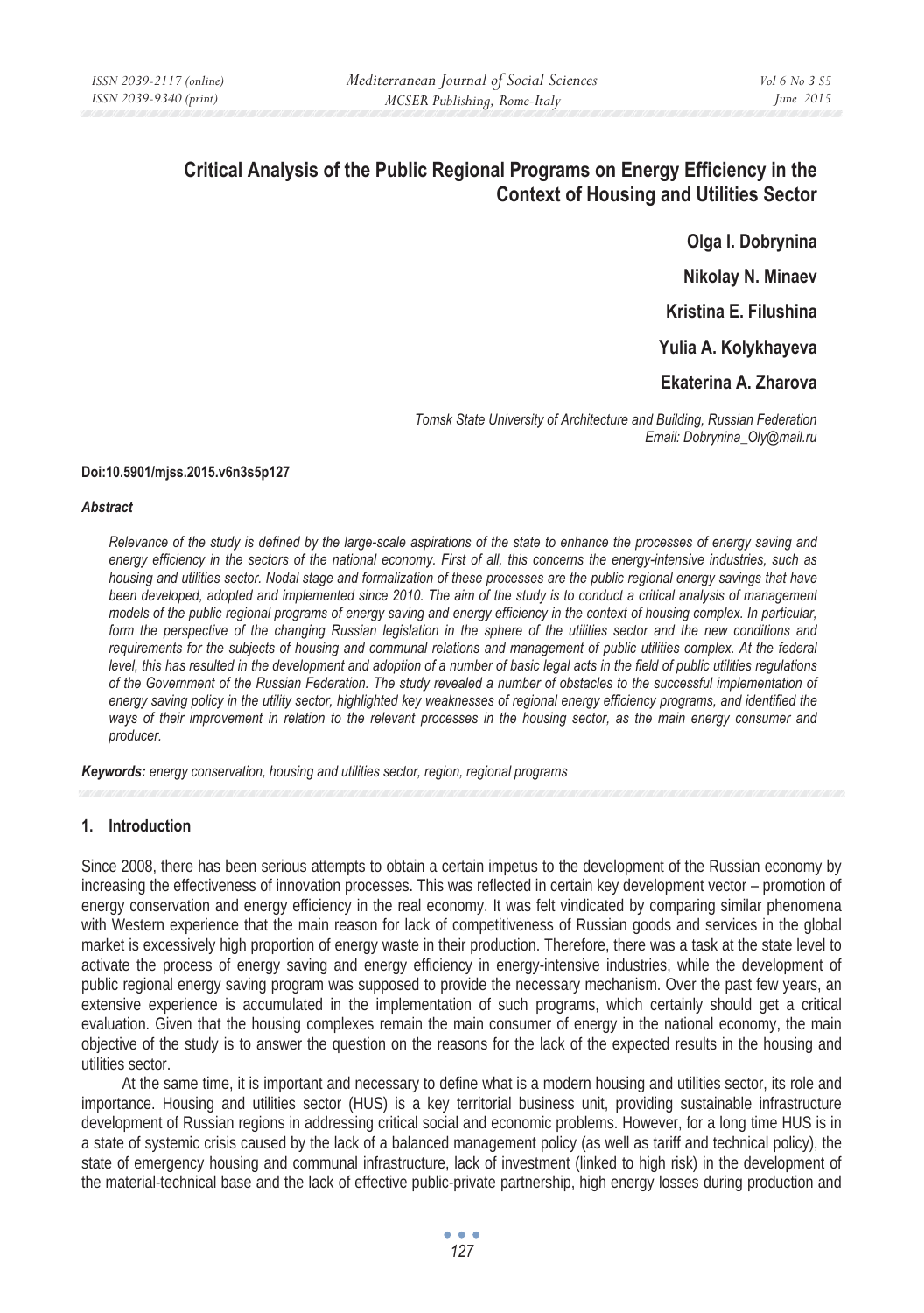# Critical Analysis of the Public Regional Programs on Energy Efficiency in the Context of Housing and Utilities Sector

**Olga I. Dobrynina**

**Nikolay N. Minaev**

**Kristina E. Filushina**

**Yulia A. Kolykhayeva**

**Ekaterina A. Zharova**

*Tomsk State University of Architecture and Building, Russian Federation*
*Email: Dobrynina_Oly@mail.ru*

**Doi:10.5901/mjss.2015.v6n3s5p127**

***Abstract***

*Relevance of the study is defined by the large-scale aspirations of the state to enhance the processes of energy saving and energy efficiency in the sectors of the national economy. First of all, this concerns the energy-intensive industries, such as housing and utilities sector. Nodal stage and formalization of these processes are the public regional energy savings that have been developed, adopted and implemented since 2010. The aim of the study is to conduct a critical analysis of management models of the public regional programs of energy saving and energy efficiency in the context of housing complex. In particular, form the perspective of the changing Russian legislation in the sphere of the utilities sector and the new conditions and requirements for the subjects of housing and communal relations and management of public utilities complex. At the federal level, this has resulted in the development and adoption of a number of basic legal acts in the field of public utilities regulations of the Government of the Russian Federation. The study revealed a number of obstacles to the successful implementation of energy saving policy in the utility sector, highlighted key weaknesses of regional energy efficiency programs, and identified the ways of their improvement in relation to the relevant processes in the housing sector, as the main energy consumer and producer.*

***Keywords:*** *energy conservation, housing and utilities sector, region, regional programs*

## 1. Introduction

Since 2008, there has been serious attempts to obtain a certain impetus to the development of the Russian economy by increasing the effectiveness of innovation processes. This was reflected in certain key development vector – promotion of energy conservation and energy efficiency in the real economy. It was felt vindicated by comparing similar phenomena with Western experience that the main reason for lack of competitiveness of Russian goods and services in the global market is excessively high proportion of energy waste in their production. Therefore, there was a task at the state level to activate the process of energy saving and energy efficiency in energy-intensive industries, while the development of public regional energy saving program was supposed to provide the necessary mechanism. Over the past few years, an extensive experience is accumulated in the implementation of such programs, which certainly should get a critical evaluation. Given that the housing complexes remain the main consumer of energy in the national economy, the main objective of the study is to answer the question on the reasons for the lack of the expected results in the housing and utilities sector.

At the same time, it is important and necessary to define what is a modern housing and utilities sector, its role and importance. Housing and utilities sector (HUS) is a key territorial business unit, providing sustainable infrastructure development of Russian regions in addressing critical social and economic problems. However, for a long time HUS is in a state of systemic crisis caused by the lack of a balanced management policy (as well as tariff and technical policy), the state of emergency housing and communal infrastructure, lack of investment (linked to high risk) in the development of the material-technical base and the lack of effective public-private partnership, high energy losses during production and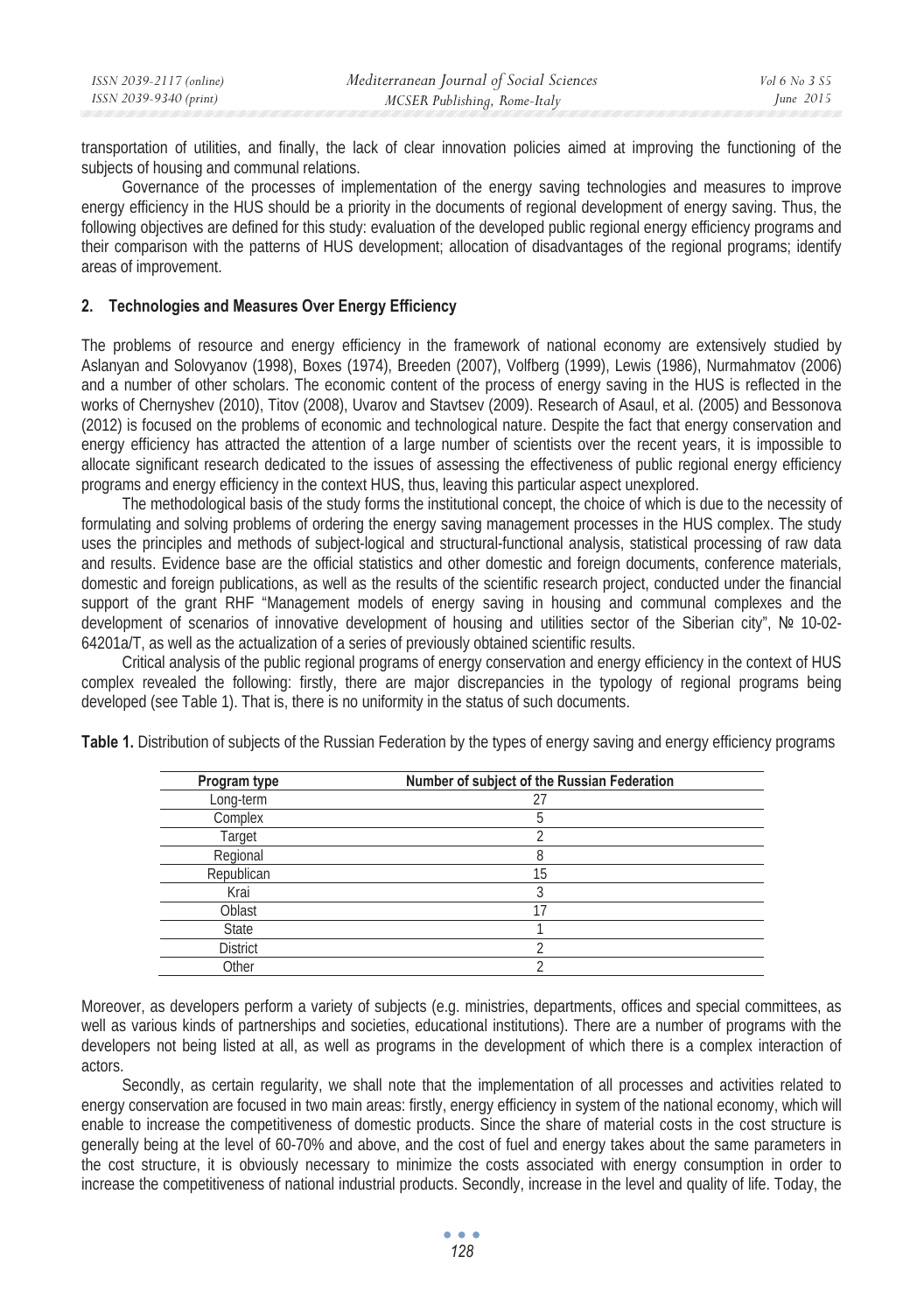transportation of utilities, and finally, the lack of clear innovation policies aimed at improving the functioning of the subjects of housing and communal relations.

Governance of the processes of implementation of the energy saving technologies and measures to improve energy efficiency in the HUS should be a priority in the documents of regional development of energy saving. Thus, the following objectives are defined for this study: evaluation of the developed public regional energy efficiency programs and their comparison with the patterns of HUS development; allocation of disadvantages of the regional programs; identify areas of improvement.

## 2. Technologies and Measures Over Energy Efficiency

The problems of resource and energy efficiency in the framework of national economy are extensively studied by Aslanyan and Solovyanov (1998), Boxes (1974), Breeden (2007), Volfberg (1999), Lewis (1986), Nurmahmatov (2006) and a number of other scholars. The economic content of the process of energy saving in the HUS is reflected in the works of Chernyshev (2010), Titov (2008), Uvarov and Stavtsev (2009). Research of Asaul, et al. (2005) and Bessonova (2012) is focused on the problems of economic and technological nature. Despite the fact that energy conservation and energy efficiency has attracted the attention of a large number of scientists over the recent years, it is impossible to allocate significant research dedicated to the issues of assessing the effectiveness of public regional energy efficiency programs and energy efficiency in the context HUS, thus, leaving this particular aspect unexplored.

The methodological basis of the study forms the institutional concept, the choice of which is due to the necessity of formulating and solving problems of ordering the energy saving management processes in the HUS complex. The study uses the principles and methods of subject-logical and structural-functional analysis, statistical processing of raw data and results. Evidence base are the official statistics and other domestic and foreign documents, conference materials, domestic and foreign publications, as well as the results of the scientific research project, conducted under the financial support of the grant RHF "Management models of energy saving in housing and communal complexes and the development of scenarios of innovative development of housing and utilities sector of the Siberian city", № 10-02-64201a/T, as well as the actualization of a series of previously obtained scientific results.

Critical analysis of the public regional programs of energy conservation and energy efficiency in the context of HUS complex revealed the following: firstly, there are major discrepancies in the typology of regional programs being developed (see Table 1). That is, there is no uniformity in the status of such documents.

**Table 1.** Distribution of subjects of the Russian Federation by the types of energy saving and energy efficiency programs

| Program type | Number of subject of the Russian Federation |
|---|---|
| Long-term | 27 |
| Complex | 5 |
| Target | 2 |
| Regional | 8 |
| Republican | 15 |
| Krai | 3 |
| Oblast | 17 |
| State | 1 |
| District | 2 |
| Other | 2 |

Moreover, as developers perform a variety of subjects (e.g. ministries, departments, offices and special committees, as well as various kinds of partnerships and societies, educational institutions). There are a number of programs with the developers not being listed at all, as well as programs in the development of which there is a complex interaction of actors.

Secondly, as certain regularity, we shall note that the implementation of all processes and activities related to energy conservation are focused in two main areas: firstly, energy efficiency in system of the national economy, which will enable to increase the competitiveness of domestic products. Since the share of material costs in the cost structure is generally being at the level of 60-70% and above, and the cost of fuel and energy takes about the same parameters in the cost structure, it is obviously necessary to minimize the costs associated with energy consumption in order to increase the competitiveness of national industrial products. Secondly, increase in the level and quality of life. Today, the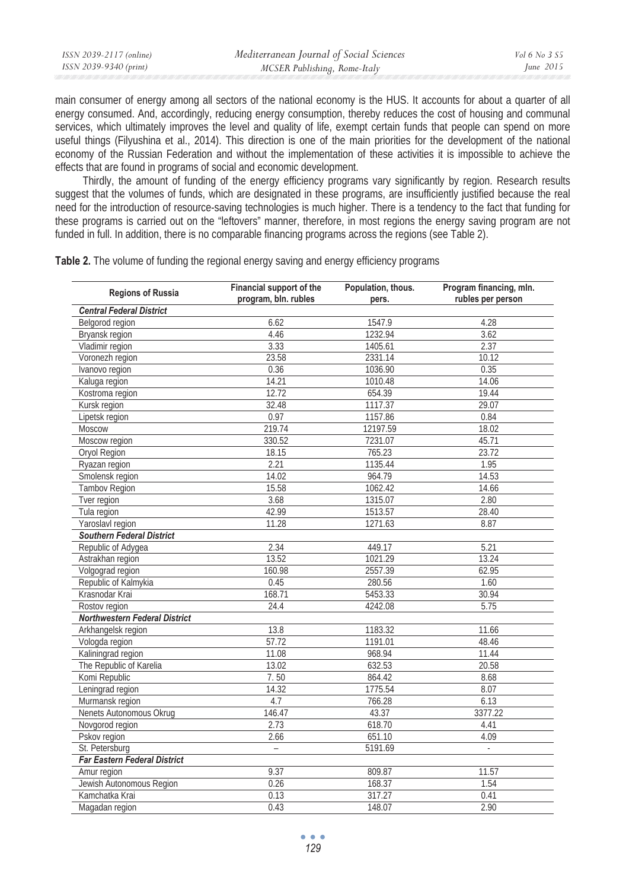main consumer of energy among all sectors of the national economy is the HUS. It accounts for about a quarter of all energy consumed. And, accordingly, reducing energy consumption, thereby reduces the cost of housing and communal services, which ultimately improves the level and quality of life, exempt certain funds that people can spend on more useful things (Filyushina et al., 2014). This direction is one of the main priorities for the development of the national economy of the Russian Federation and without the implementation of these activities it is impossible to achieve the effects that are found in programs of social and economic development.

Thirdly, the amount of funding of the energy efficiency programs vary significantly by region. Research results suggest that the volumes of funds, which are designated in these programs, are insufficiently justified because the real need for the introduction of resource-saving technologies is much higher. There is a tendency to the fact that funding for these programs is carried out on the "leftovers" manner, therefore, in most regions the energy saving program are not funded in full. In addition, there is no comparable financing programs across the regions (see Table 2).

**Table 2.** The volume of funding the regional energy saving and energy efficiency programs

| Regions of Russia | Financial support of the program, bln. rubles | Population, thous. pers. | Program financing, mln. rubles per person |
|---|---|---|---|
| ***Central Federal District*** | | | |
| Belgorod region | 6.62 | 1547.9 | 4.28 |
| Bryansk region | 4.46 | 1232.94 | 3.62 |
| Vladimir region | 3.33 | 1405.61 | 2.37 |
| Voronezh region | 23.58 | 2331.14 | 10.12 |
| Ivanovo region | 0.36 | 1036.90 | 0.35 |
| Kaluga region | 14.21 | 1010.48 | 14.06 |
| Kostroma region | 12.72 | 654.39 | 19.44 |
| Kursk region | 32.48 | 1117.37 | 29.07 |
| Lipetsk region | 0.97 | 1157.86 | 0.84 |
| Moscow | 219.74 | 12197.59 | 18.02 |
| Moscow region | 330.52 | 7231.07 | 45.71 |
| Oryol Region | 18.15 | 765.23 | 23.72 |
| Ryazan region | 2.21 | 1135.44 | 1.95 |
| Smolensk region | 14.02 | 964.79 | 14.53 |
| Tambov Region | 15.58 | 1062.42 | 14.66 |
| Tver region | 3.68 | 1315.07 | 2.80 |
| Tula region | 42.99 | 1513.57 | 28.40 |
| Yaroslavl region | 11.28 | 1271.63 | 8.87 |
| ***Southern Federal District*** | | | |
| Republic of Adygea | 2.34 | 449.17 | 5.21 |
| Astrakhan region | 13.52 | 1021.29 | 13.24 |
| Volgograd region | 160.98 | 2557.39 | 62.95 |
| Republic of Kalmykia | 0.45 | 280.56 | 1.60 |
| Krasnodar Krai | 168.71 | 5453.33 | 30.94 |
| Rostov region | 24.4 | 4242.08 | 5.75 |
| ***Northwestern Federal District*** | | | |
| Arkhangelsk region | 13.8 | 1183.32 | 11.66 |
| Vologda region | 57.72 | 1191.01 | 48.46 |
| Kaliningrad region | 11.08 | 968.94 | 11.44 |
| The Republic of Karelia | 13.02 | 632.53 | 20.58 |
| Komi Republic | 7. 50 | 864.42 | 8.68 |
| Leningrad region | 14.32 | 1775.54 | 8.07 |
| Murmansk region | 4.7 | 766.28 | 6.13 |
| Nenets Autonomous Okrug | 146.47 | 43.37 | 3377.22 |
| Novgorod region | 2.73 | 618.70 | 4.41 |
| Pskov region | 2.66 | 651.10 | 4.09 |
| St. Petersburg | – | 5191.69 | - |
| ***Far Eastern Federal District*** | | | |
| Amur region | 9.37 | 809.87 | 11.57 |
| Jewish Autonomous Region | 0.26 | 168.37 | 1.54 |
| Kamchatka Krai | 0.13 | 317.27 | 0.41 |
| Magadan region | 0.43 | 148.07 | 2.90 |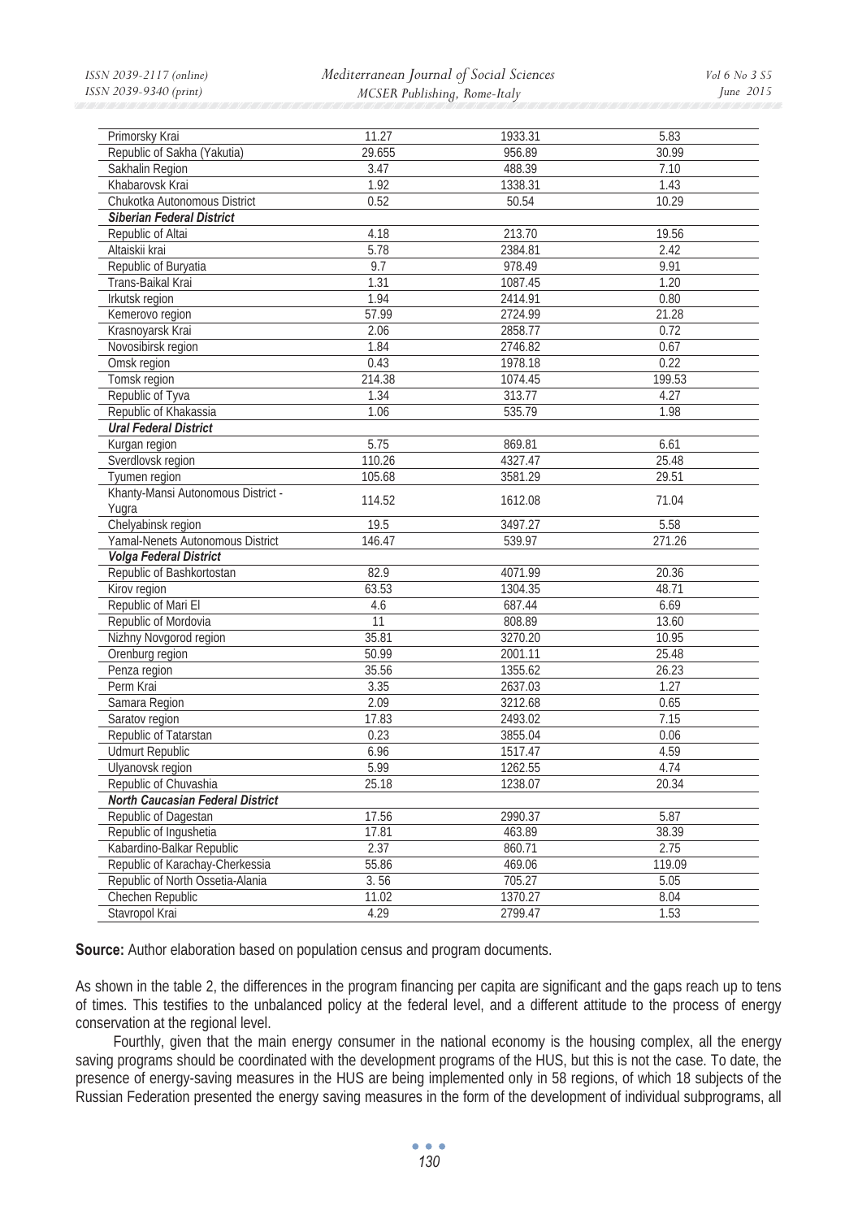| | | | |
|---|---|---|---|
| Primorsky Krai | 11.27 | 1933.31 | 5.83 |
| Republic of Sakha (Yakutia) | 29.655 | 956.89 | 30.99 |
| Sakhalin Region | 3.47 | 488.39 | 7.10 |
| Khabarovsk Krai | 1.92 | 1338.31 | 1.43 |
| Chukotka Autonomous District | 0.52 | 50.54 | 10.29 |
| ***Siberian Federal District*** | | | |
| Republic of Altai | 4.18 | 213.70 | 19.56 |
| Altaiskii krai | 5.78 | 2384.81 | 2.42 |
| Republic of Buryatia | 9.7 | 978.49 | 9.91 |
| Trans-Baikal Krai | 1.31 | 1087.45 | 1.20 |
| Irkutsk region | 1.94 | 2414.91 | 0.80 |
| Kemerovo region | 57.99 | 2724.99 | 21.28 |
| Krasnoyarsk Krai | 2.06 | 2858.77 | 0.72 |
| Novosibirsk region | 1.84 | 2746.82 | 0.67 |
| Omsk region | 0.43 | 1978.18 | 0.22 |
| Tomsk region | 214.38 | 1074.45 | 199.53 |
| Republic of Tyva | 1.34 | 313.77 | 4.27 |
| Republic of Khakassia | 1.06 | 535.79 | 1.98 |
| ***Ural Federal District*** | | | |
| Kurgan region | 5.75 | 869.81 | 6.61 |
| Sverdlovsk region | 110.26 | 4327.47 | 25.48 |
| Tyumen region | 105.68 | 3581.29 | 29.51 |
| Khanty-Mansi Autonomous District - Yugra | 114.52 | 1612.08 | 71.04 |
| Chelyabinsk region | 19.5 | 3497.27 | 5.58 |
| Yamal-Nenets Autonomous District | 146.47 | 539.97 | 271.26 |
| ***Volga Federal District*** | | | |
| Republic of Bashkortostan | 82.9 | 4071.99 | 20.36 |
| Kirov region | 63.53 | 1304.35 | 48.71 |
| Republic of Mari El | 4.6 | 687.44 | 6.69 |
| Republic of Mordovia | 11 | 808.89 | 13.60 |
| Nizhny Novgorod region | 35.81 | 3270.20 | 10.95 |
| Orenburg region | 50.99 | 2001.11 | 25.48 |
| Penza region | 35.56 | 1355.62 | 26.23 |
| Perm Krai | 3.35 | 2637.03 | 1.27 |
| Samara Region | 2.09 | 3212.68 | 0.65 |
| Saratov region | 17.83 | 2493.02 | 7.15 |
| Republic of Tatarstan | 0.23 | 3855.04 | 0.06 |
| Udmurt Republic | 6.96 | 1517.47 | 4.59 |
| Ulyanovsk region | 5.99 | 1262.55 | 4.74 |
| Republic of Chuvashia | 25.18 | 1238.07 | 20.34 |
| ***North Caucasian Federal District*** | | | |
| Republic of Dagestan | 17.56 | 2990.37 | 5.87 |
| Republic of Ingushetia | 17.81 | 463.89 | 38.39 |
| Kabardino-Balkar Republic | 2.37 | 860.71 | 2.75 |
| Republic of Karachay-Cherkessia | 55.86 | 469.06 | 119.09 |
| Republic of North Ossetia-Alania | 3. 56 | 705.27 | 5.05 |
| Chechen Republic | 11.02 | 1370.27 | 8.04 |
| Stavropol Krai | 4.29 | 2799.47 | 1.53 |

**Source:** Author elaboration based on population census and program documents.

As shown in the table 2, the differences in the program financing per capita are significant and the gaps reach up to tens of times. This testifies to the unbalanced policy at the federal level, and a different attitude to the process of energy conservation at the regional level.

Fourthly, given that the main energy consumer in the national economy is the housing complex, all the energy saving programs should be coordinated with the development programs of the HUS, but this is not the case. To date, the presence of energy-saving measures in the HUS are being implemented only in 58 regions, of which 18 subjects of the Russian Federation presented the energy saving measures in the form of the development of individual subprograms, all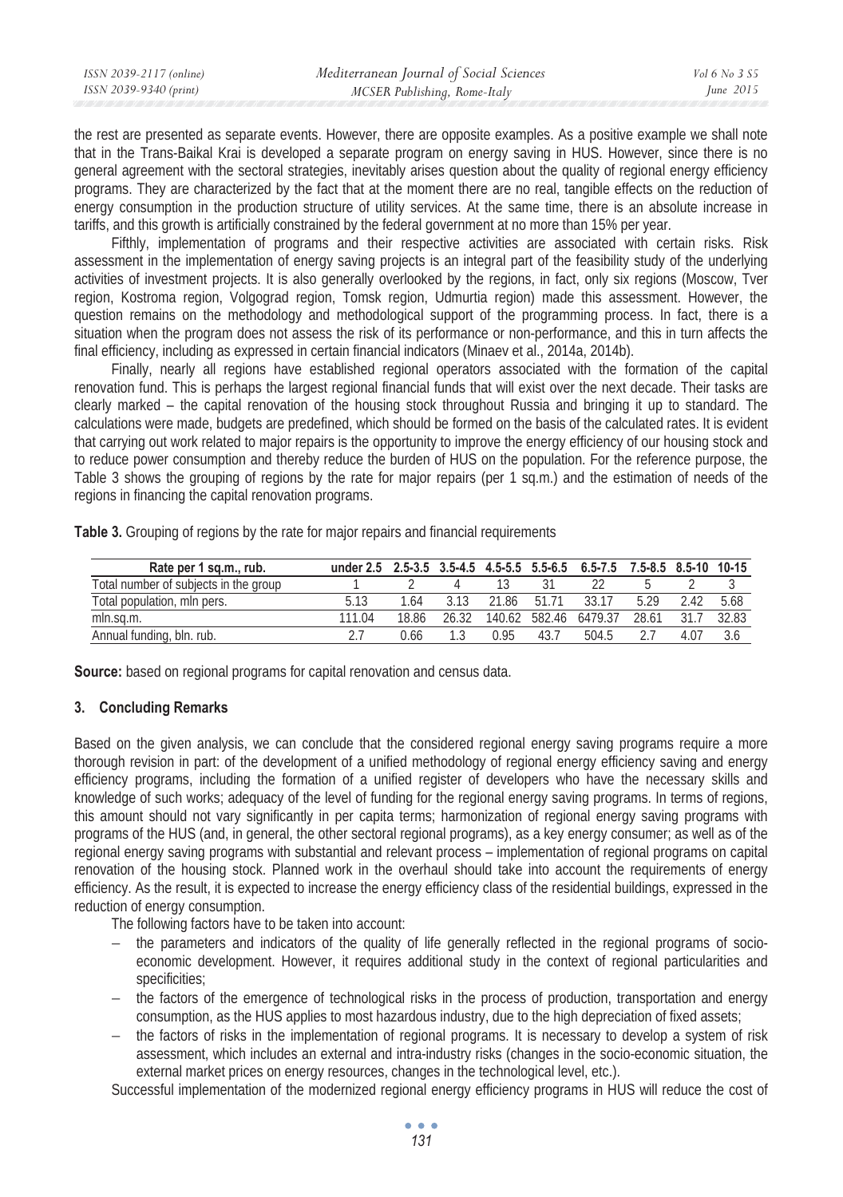the rest are presented as separate events. However, there are opposite examples. As a positive example we shall note that in the Trans-Baikal Krai is developed a separate program on energy saving in HUS. However, since there is no general agreement with the sectoral strategies, inevitably arises question about the quality of regional energy efficiency programs. They are characterized by the fact that at the moment there are no real, tangible effects on the reduction of energy consumption in the production structure of utility services. At the same time, there is an absolute increase in tariffs, and this growth is artificially constrained by the federal government at no more than 15% per year.

Fifthly, implementation of programs and their respective activities are associated with certain risks. Risk assessment in the implementation of energy saving projects is an integral part of the feasibility study of the underlying activities of investment projects. It is also generally overlooked by the regions, in fact, only six regions (Moscow, Tver region, Kostroma region, Volgograd region, Tomsk region, Udmurtia region) made this assessment. However, the question remains on the methodology and methodological support of the programming process. In fact, there is a situation when the program does not assess the risk of its performance or non-performance, and this in turn affects the final efficiency, including as expressed in certain financial indicators (Minaev et al., 2014a, 2014b).

Finally, nearly all regions have established regional operators associated with the formation of the capital renovation fund. This is perhaps the largest regional financial funds that will exist over the next decade. Their tasks are clearly marked – the capital renovation of the housing stock throughout Russia and bringing it up to standard. The calculations were made, budgets are predefined, which should be formed on the basis of the calculated rates. It is evident that carrying out work related to major repairs is the opportunity to improve the energy efficiency of our housing stock and to reduce power consumption and thereby reduce the burden of HUS on the population. For the reference purpose, the Table 3 shows the grouping of regions by the rate for major repairs (per 1 sq.m.) and the estimation of needs of the regions in financing the capital renovation programs.

**Table 3.** Grouping of regions by the rate for major repairs and financial requirements

| Rate per 1 sq.m., rub. | under 2.5 | 2.5-3.5 | 3.5-4.5 | 4.5-5.5 | 5.5-6.5 | 6.5-7.5 | 7.5-8.5 | 8.5-10 | 10-15 |
|---|---|---|---|---|---|---|---|---|---|
| Total number of subjects in the group | 1 | 2 | 4 | 13 | 31 | 22 | 5 | 2 | 3 |
| Total population, mln pers. | 5.13 | 1.64 | 3.13 | 21.86 | 51.71 | 33.17 | 5.29 | 2.42 | 5.68 |
| mln.sq.m. | 111.04 | 18.86 | 26.32 | 140.62 | 582.46 | 6479.37 | 28.61 | 31.7 | 32.83 |
| Annual funding, bln. rub. | 2.7 | 0.66 | 1.3 | 0.95 | 43.7 | 504.5 | 2.7 | 4.07 | 3.6 |

**Source:** based on regional programs for capital renovation and census data.

### 3. Concluding Remarks

Based on the given analysis, we can conclude that the considered regional energy saving programs require a more thorough revision in part: of the development of a unified methodology of regional energy efficiency saving and energy efficiency programs, including the formation of a unified register of developers who have the necessary skills and knowledge of such works; adequacy of the level of funding for the regional energy saving programs. In terms of regions, this amount should not vary significantly in per capita terms; harmonization of regional energy saving programs with programs of the HUS (and, in general, the other sectoral regional programs), as a key energy consumer; as well as of the regional energy saving programs with substantial and relevant process – implementation of regional programs on capital renovation of the housing stock. Planned work in the overhaul should take into account the requirements of energy efficiency. As the result, it is expected to increase the energy efficiency class of the residential buildings, expressed in the reduction of energy consumption.

The following factors have to be taken into account:

- the parameters and indicators of the quality of life generally reflected in the regional programs of socio-economic development. However, it requires additional study in the context of regional particularities and specificities;
- the factors of the emergence of technological risks in the process of production, transportation and energy consumption, as the HUS applies to most hazardous industry, due to the high depreciation of fixed assets;
- the factors of risks in the implementation of regional programs. It is necessary to develop a system of risk assessment, which includes an external and intra-industry risks (changes in the socio-economic situation, the external market prices on energy resources, changes in the technological level, etc.).

Successful implementation of the modernized regional energy efficiency programs in HUS will reduce the cost of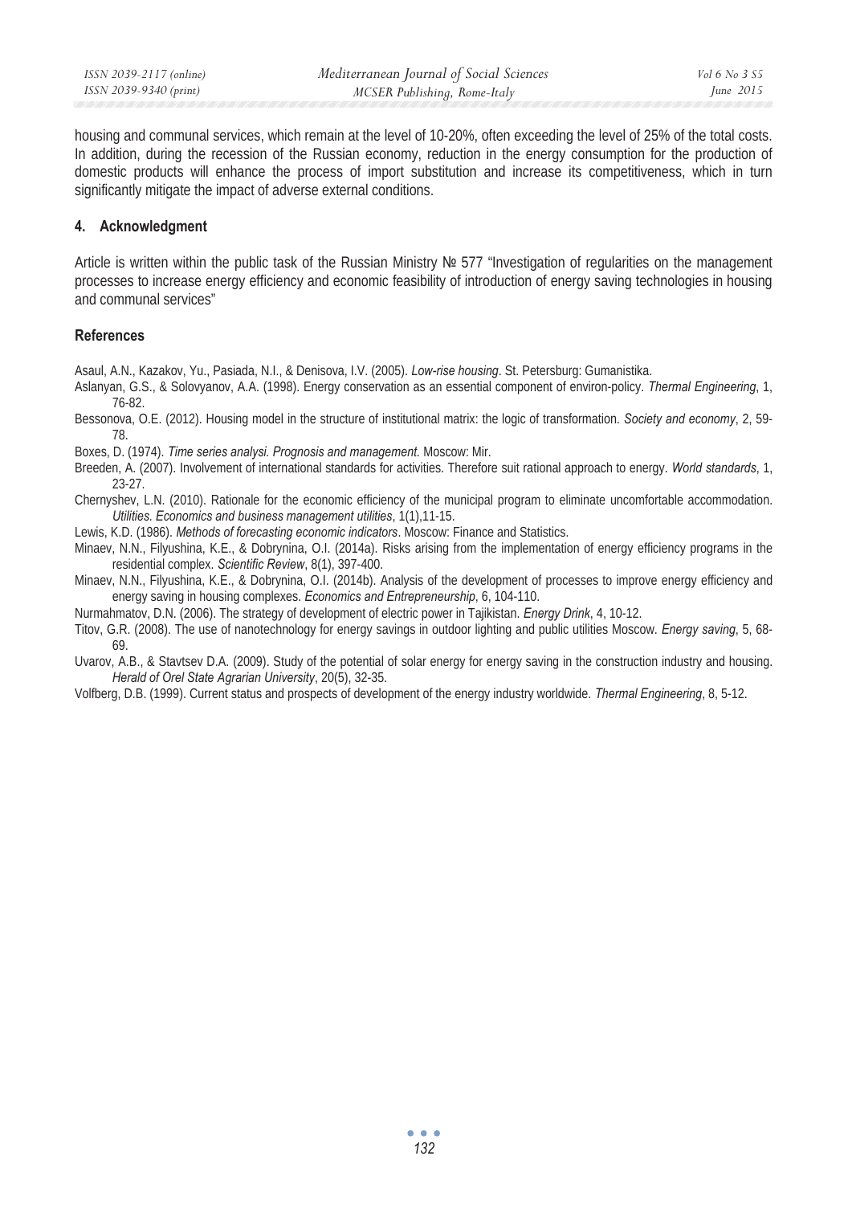housing and communal services, which remain at the level of 10-20%, often exceeding the level of 25% of the total costs. In addition, during the recession of the Russian economy, reduction in the energy consumption for the production of domestic products will enhance the process of import substitution and increase its competitiveness, which in turn significantly mitigate the impact of adverse external conditions.

## 4. Acknowledgment

Article is written within the public task of the Russian Ministry № 577 "Investigation of regularities on the management processes to increase energy efficiency and economic feasibility of introduction of energy saving technologies in housing and communal services"

## References

Asaul, A.N., Kazakov, Yu., Pasiada, N.I., & Denisova, I.V. (2005). *Low-rise housing*. St. Petersburg: Gumanistika.

Aslanyan, G.S., & Solovyanov, A.A. (1998). Energy conservation as an essential component of environ-policy. *Thermal Engineering*, 1, 76-82.

Bessonova, O.E. (2012). Housing model in the structure of institutional matrix: the logic of transformation. *Society and economy*, 2, 59-78.

Boxes, D. (1974). *Time series analysi. Prognosis and management.* Moscow: Mir.

Breeden, A. (2007). Involvement of international standards for activities. Therefore suit rational approach to energy. *World standards*, 1, 23-27.

Chernyshev, L.N. (2010). Rationale for the economic efficiency of the municipal program to eliminate uncomfortable accommodation. *Utilities. Economics and business management utilities*, 1(1),11-15.

Lewis, K.D. (1986). *Methods of forecasting economic indicators*. Moscow: Finance and Statistics.

Minaev, N.N., Filyushina, K.E., & Dobrynina, O.I. (2014a). Risks arising from the implementation of energy efficiency programs in the residential complex. *Scientific Review*, 8(1), 397-400.

Minaev, N.N., Filyushina, K.E., & Dobrynina, O.I. (2014b). Analysis of the development of processes to improve energy efficiency and energy saving in housing complexes. *Economics and Entrepreneurship*, 6, 104-110.

Nurmahmatov, D.N. (2006). The strategy of development of electric power in Tajikistan. *Energy Drink*, 4, 10-12.

Titov, G.R. (2008). The use of nanotechnology for energy savings in outdoor lighting and public utilities Moscow. *Energy saving*, 5, 68-69.

Uvarov, A.B., & Stavtsev D.A. (2009). Study of the potential of solar energy for energy saving in the construction industry and housing. *Herald of Orel State Agrarian University*, 20(5), 32-35.

Volfberg, D.B. (1999). Current status and prospects of development of the energy industry worldwide. *Thermal Engineering*, 8, 5-12.